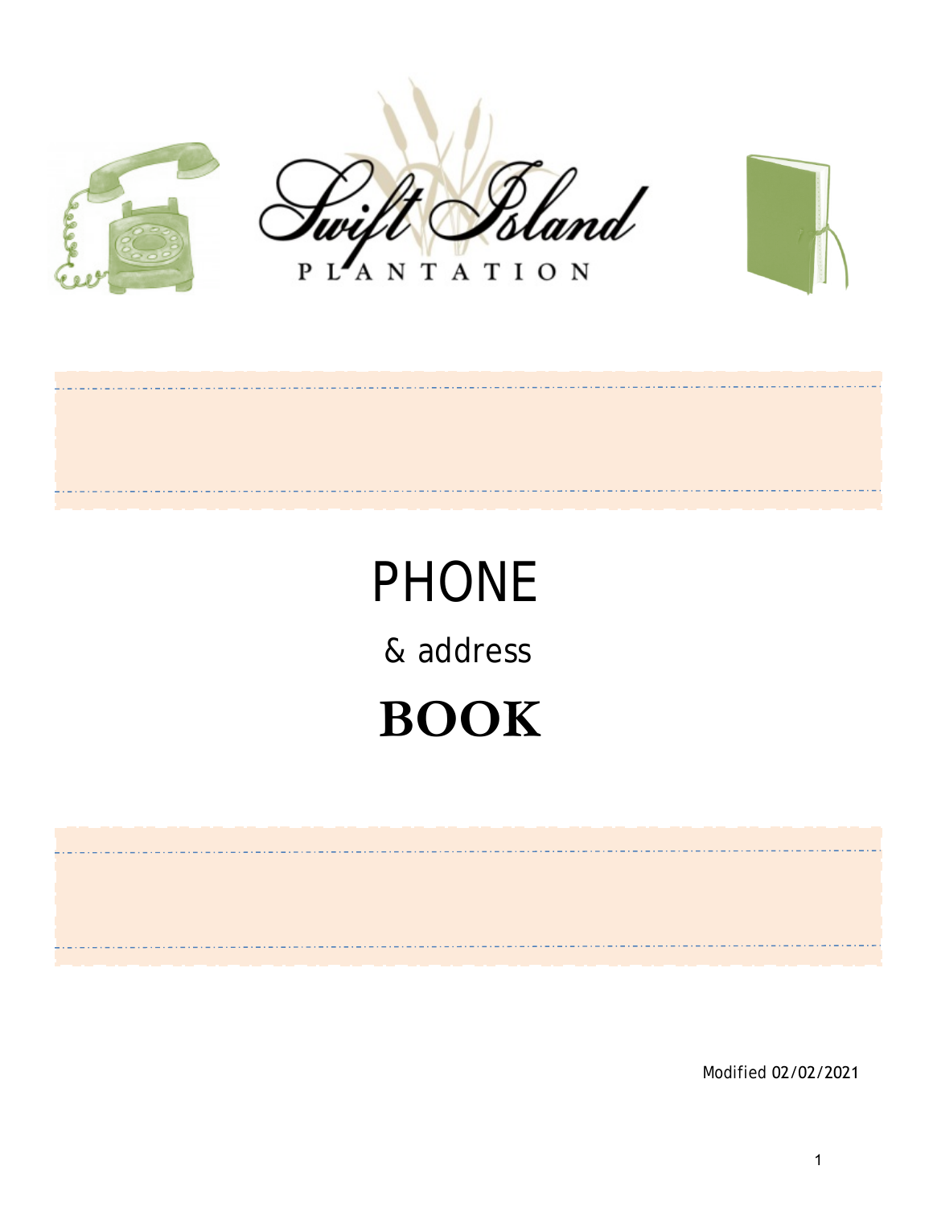Swift Island

PLANTATION

# PHONE

## & address

# BOOK

Modified 02/02/2021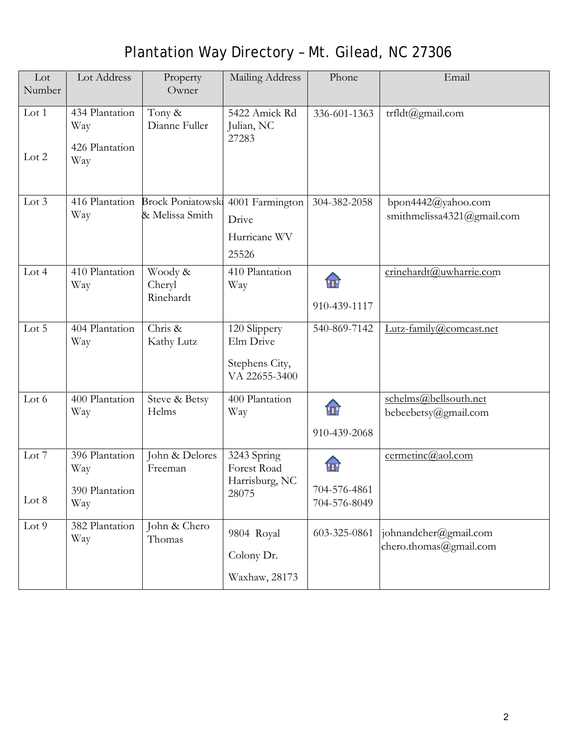# Plantation Way Directory – Mt. Gilead, NC 27306

| Lot Number | Lot Address | Property Owner | Mailing Address | Phone | Email |
|---|---|---|---|---|---|
| Lot 1<br>Lot 2 | 434 Plantation Way<br>426 Plantation Way | Tony & Dianne Fuller | 5422 Amick Rd Julian, NC 27283 | 336-601-1363 | trfldt@gmail.com |
| Lot 3 | 416 Plantation Way | Brock Poniatowski & Melissa Smith | 4001 Farmington Drive<br>Hurricane WV 25526 | 304-382-2058 | bpon4442@yahoo.com<br>smithmelissa4321@gmail.com |
| Lot 4 | 410 Plantation Way | Woody & Cheryl Rinehardt | 410 Plantation Way | 910-439-1117 | crinehardt@uwharrie.com |
| Lot 5 | 404 Plantation Way | Chris & Kathy Lutz | 120 Slippery Elm Drive<br>Stephens City, VA 22655-3400 | 540-869-7142 | Lutz-family@comcast.net |
| Lot 6 | 400 Plantation Way | Steve & Betsy Helms | 400 Plantation Way | 910-439-2068 | schelms@bellsouth.net<br>bebeebetsy@gmail.com |
| Lot 7<br>Lot 8 | 396 Plantation Way<br>390 Plantation Way | John & Delores Freeman | 3243 Spring Forest Road Harrisburg, NC 28075 | 704-576-4861<br>704-576-8049 | cermetinc@aol.com |
| Lot 9 | 382 Plantation Way | John & Chero Thomas | 9804 Royal Colony Dr.<br>Waxhaw, 28173 | 603-325-0861 | johnandcher@gmail.com<br>chero.thomas@gmail.com |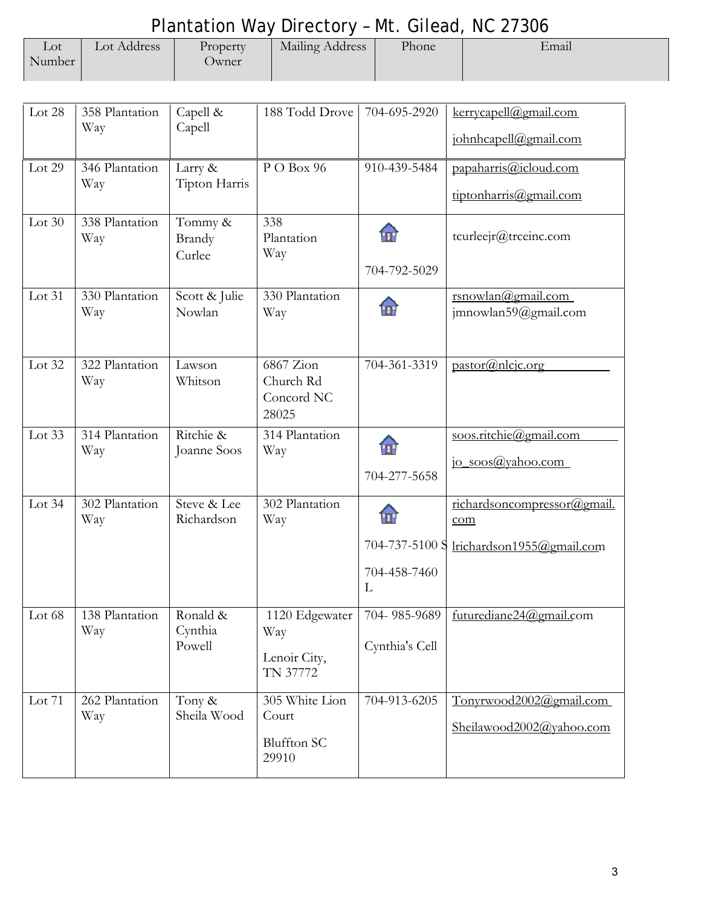# Plantation Way Directory – Mt. Gilead, NC 27306

| Lot Number | Lot Address | Property Owner | Mailing Address | Phone | Email |
|---|---|---|---|---|---|
| Lot 28 | 358 Plantation Way | Capell & Capell | 188 Todd Drove | 704-695-2920 | kerrycapell@gmail.com johnhcapell@gmail.com |
| Lot 29 | 346 Plantation Way | Larry & Tipton Harris | P O Box 96 | 910-439-5484 | papaharris@icloud.com tiptonharris@gmail.com |
| Lot 30 | 338 Plantation Way | Tommy & Brandy Curlee | 338 Plantation Way | 704-792-5029 | tcurleejr@trceinc.com |
| Lot 31 | 330 Plantation Way | Scott & Julie Nowlan | 330 Plantation Way | | rsnowlan@gmail.com jmnowlan59@gmail.com |
| Lot 32 | 322 Plantation Way | Lawson Whitson | 6867 Zion Church Rd Concord NC 28025 | 704-361-3319 | pastor@nlcjc.org |
| Lot 33 | 314 Plantation Way | Ritchie & Joanne Soos | 314 Plantation Way | 704-277-5658 | soos.ritchie@gmail.com jo_soos@yahoo.com |
| Lot 34 | 302 Plantation Way | Steve & Lee Richardson | 302 Plantation Way | 704-737-5100 S 704-458-7460 L | richardsoncompressor@gmail.com lrichardson1955@gmail.com |
| Lot 68 | 138 Plantation Way | Ronald & Cynthia Powell | 1120 Edgewater Way Lenoir City, TN 37772 | 704- 985-9689 Cynthia's Cell | futurediane24@gmail.com |
| Lot 71 | 262 Plantation Way | Tony & Sheila Wood | 305 White Lion Court Bluffton SC 29910 | 704-913-6205 | Tonyrwood2002@gmail.com Sheilawood2002@yahoo.com |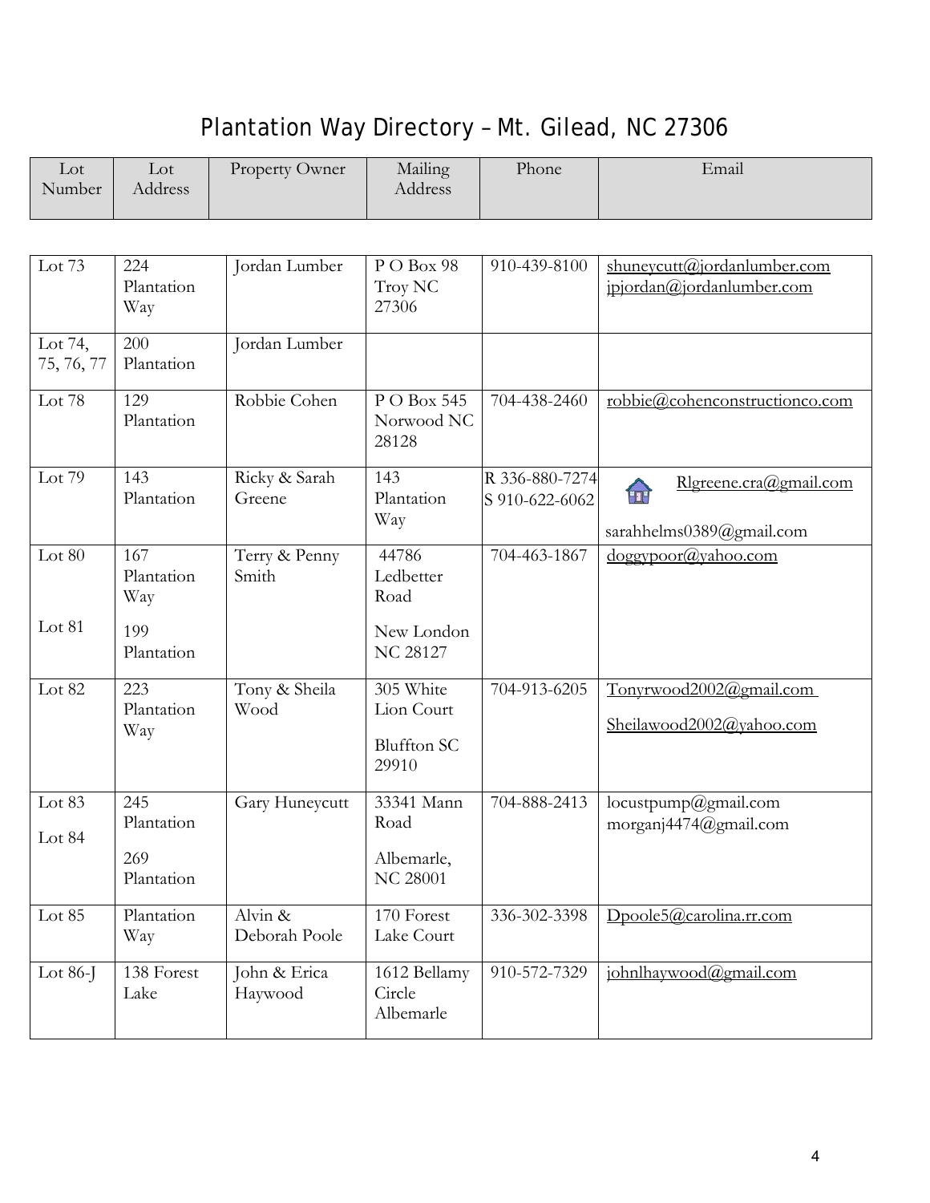# Plantation Way Directory – Mt. Gilead, NC 27306

| Lot Number | Lot Address | Property Owner | Mailing Address | Phone | Email |
|---|---|---|---|---|---|
| Lot 73 | 224 Plantation Way | Jordan Lumber | P O Box 98 Troy NC 27306 | 910-439-8100 | shuneycutt@jordanlumber.com jpjordan@jordanlumber.com |
| Lot 74, 75, 76, 77 | 200 Plantation | Jordan Lumber | | | |
| Lot 78 | 129 Plantation | Robbie Cohen | P O Box 545 Norwood NC 28128 | 704-438-2460 | robbie@cohenconstructionco.com |
| Lot 79 | 143 Plantation | Ricky & Sarah Greene | 143 Plantation Way | R 336-880-7274 S 910-622-6062 | Rlgreene.cra@gmail.com sarahhelms0389@gmail.com |
| Lot 80<br>Lot 81 | 167 Plantation Way<br>199 Plantation | Terry & Penny Smith | 44786 Ledbetter Road New London NC 28127 | 704-463-1867 | doggypoor@yahoo.com |
| Lot 82 | 223 Plantation Way | Tony & Sheila Wood | 305 White Lion Court Bluffton SC 29910 | 704-913-6205 | Tonyrwood2002@gmail.com Sheilawood2002@yahoo.com |
| Lot 83<br>Lot 84 | 245 Plantation<br>269 Plantation | Gary Huneycutt | 33341 Mann Road Albemarle, NC 28001 | 704-888-2413 | locustpump@gmail.com morganj4474@gmail.com |
| Lot 85 | Plantation Way | Alvin & Deborah Poole | 170 Forest Lake Court | 336-302-3398 | Dpoole5@carolina.rr.com |
| Lot 86-J | 138 Forest Lake | John & Erica Haywood | 1612 Bellamy Circle Albemarle | 910-572-7329 | johnlhaywood@gmail.com |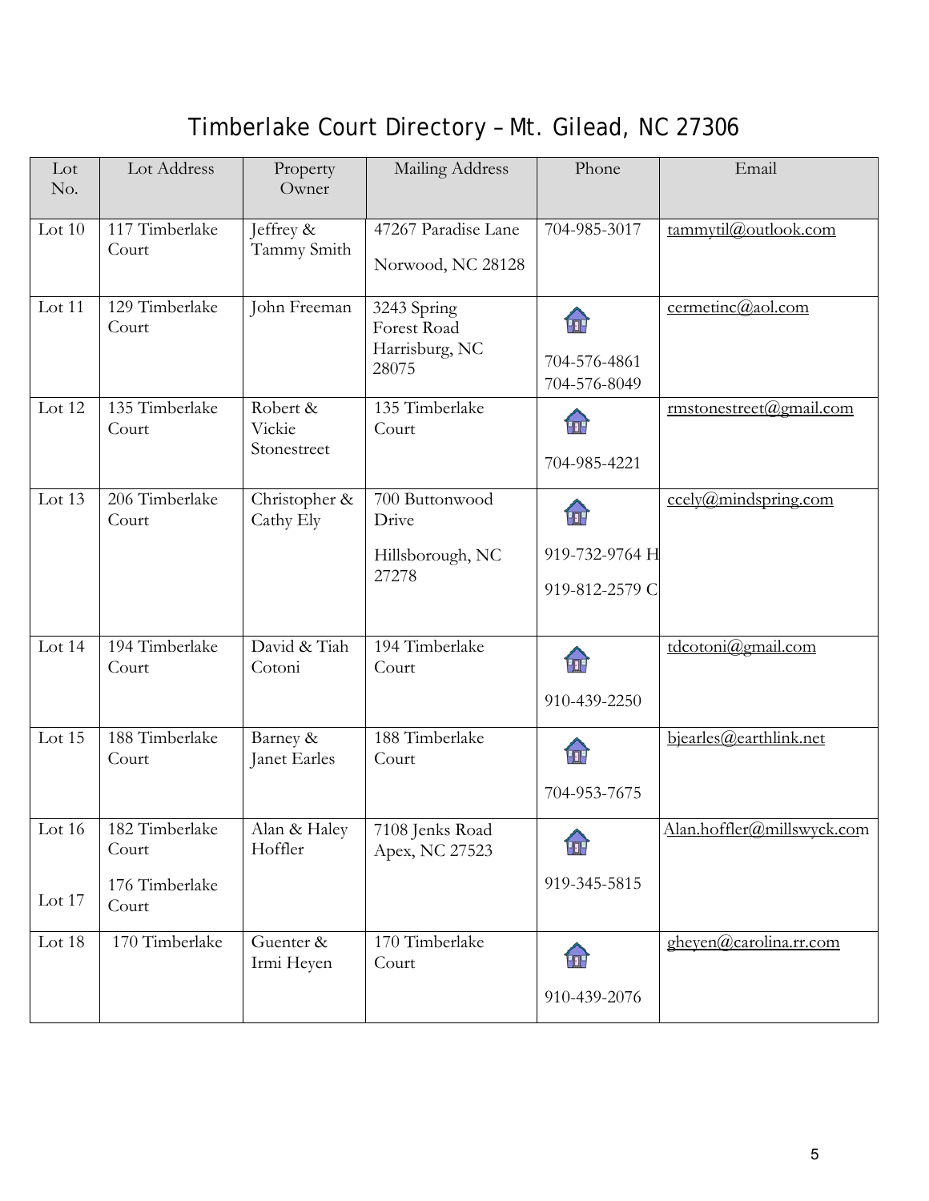# Timberlake Court Directory – Mt. Gilead, NC 27306

| Lot No. | Lot Address | Property Owner | Mailing Address | Phone | Email |
|---|---|---|---|---|---|
| Lot 10 | 117 Timberlake Court | Jeffrey & Tammy Smith | 47267 Paradise Lane Norwood, NC 28128 | 704-985-3017 | tammytil@outlook.com |
| Lot 11 | 129 Timberlake Court | John Freeman | 3243 Spring Forest Road Harrisburg, NC 28075 | 704-576-4861 704-576-8049 | cermetinc@aol.com |
| Lot 12 | 135 Timberlake Court | Robert & Vickie Stonestreet | 135 Timberlake Court | 704-985-4221 | rmstonestreet@gmail.com |
| Lot 13 | 206 Timberlake Court | Christopher & Cathy Ely | 700 Buttonwood Drive Hillsborough, NC 27278 | 919-732-9764 H 919-812-2579 C | ccely@mindspring.com |
| Lot 14 | 194 Timberlake Court | David & Tiah Cotoni | 194 Timberlake Court | 910-439-2250 | tdcotoni@gmail.com |
| Lot 15 | 188 Timberlake Court | Barney & Janet Earles | 188 Timberlake Court | 704-953-7675 | bjearles@earthlink.net |
| Lot 16 Lot 17 | 182 Timberlake Court 176 Timberlake Court | Alan & Haley Hoffler | 7108 Jenks Road Apex, NC 27523 | 919-345-5815 | Alan.hoffler@millswyck.com |
| Lot 18 | 170 Timberlake | Guenter & Irmi Heyen | 170 Timberlake Court | 910-439-2076 | gheyen@carolina.rr.com |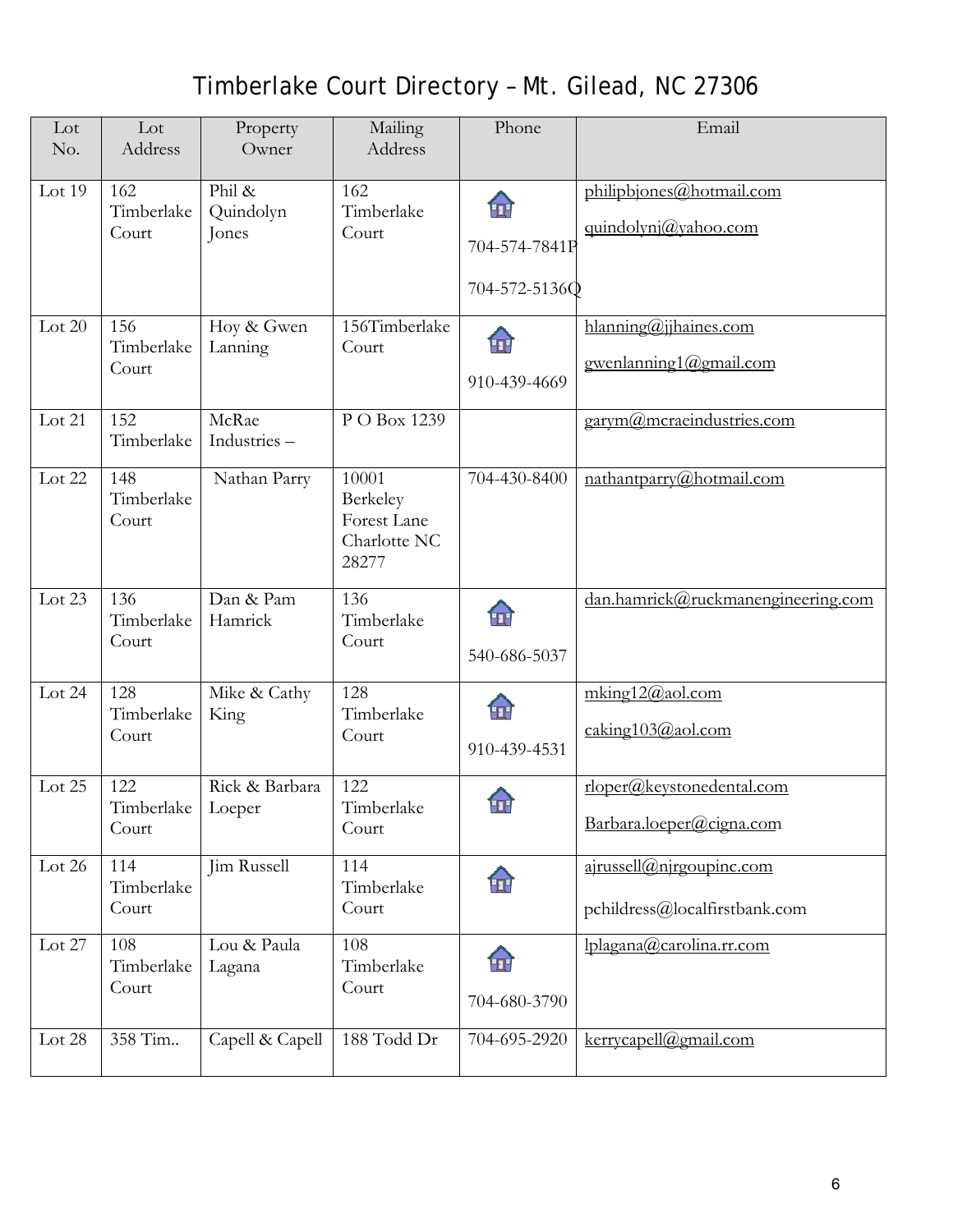# Timberlake Court Directory – Mt. Gilead, NC 27306

| Lot No. | Lot Address | Property Owner | Mailing Address | Phone | Email |
|---|---|---|---|---|---|
| Lot 19 | 162 Timberlake Court | Phil & Quindolyn Jones | 162 Timberlake Court | 704-574-7841P<br>704-572-5136Q | philipbjones@hotmail.com<br>quindolynj@yahoo.com |
| Lot 20 | 156 Timberlake Court | Hoy & Gwen Lanning | 156Timberlake Court | 910-439-4669 | hlanning@jjhaines.com<br>gwenlanning1@gmail.com |
| Lot 21 | 152 Timberlake | McRae Industries – | P O Box 1239 | | garym@mcraeindustries.com |
| Lot 22 | 148 Timberlake Court | Nathan Parry | 10001 Berkeley Forest Lane Charlotte NC 28277 | 704-430-8400 | nathantparry@hotmail.com |
| Lot 23 | 136 Timberlake Court | Dan & Pam Hamrick | 136 Timberlake Court | 540-686-5037 | dan.hamrick@ruckmanengineering.com |
| Lot 24 | 128 Timberlake Court | Mike & Cathy King | 128 Timberlake Court | 910-439-4531 | mking12@aol.com<br>caking103@aol.com |
| Lot 25 | 122 Timberlake Court | Rick & Barbara Loeper | 122 Timberlake Court | | rloper@keystonedental.com<br>Barbara.loeper@cigna.com |
| Lot 26 | 114 Timberlake Court | Jim Russell | 114 Timberlake Court | | ajrussell@njrgoupinc.com<br>pchildress@localfirstbank.com |
| Lot 27 | 108 Timberlake Court | Lou & Paula Lagana | 108 Timberlake Court | 704-680-3790 | lplagana@carolina.rr.com |
| Lot 28 | 358 Tim.. | Capell & Capell | 188 Todd Dr | 704-695-2920 | kerrycapell@gmail.com |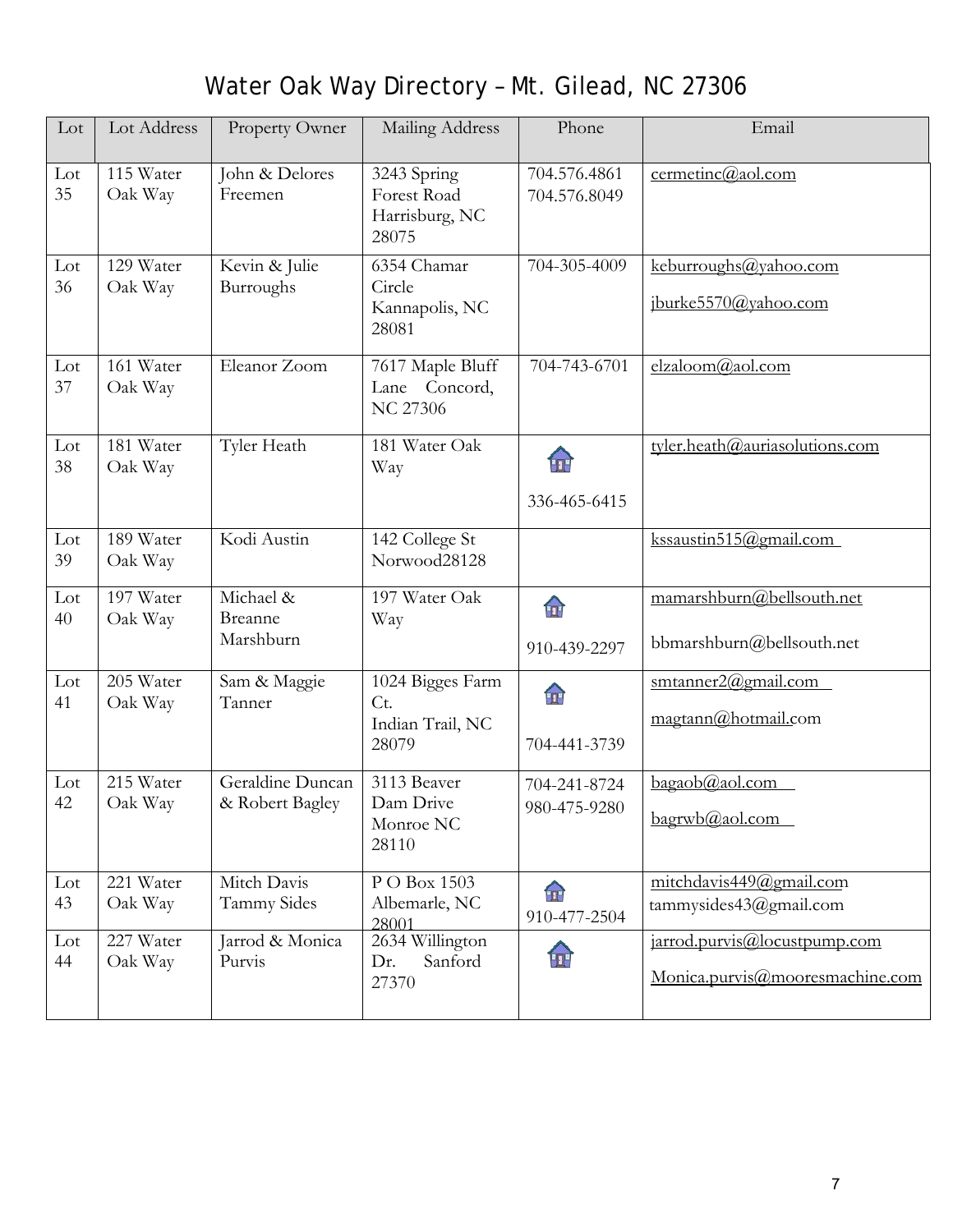# Water Oak Way Directory – Mt. Gilead, NC 27306

| Lot | Lot Address | Property Owner | Mailing Address | Phone | Email |
|---|---|---|---|---|---|
| Lot 35 | 115 Water Oak Way | John & Delores Freemen | 3243 Spring Forest Road Harrisburg, NC 28075 | 704.576.4861 704.576.8049 | cermetinc@aol.com |
| Lot 36 | 129 Water Oak Way | Kevin & Julie Burroughs | 6354 Chamar Circle Kannapolis, NC 28081 | 704-305-4009 | keburroughs@yahoo.com jburke5570@yahoo.com |
| Lot 37 | 161 Water Oak Way | Eleanor Zoom | 7617 Maple Bluff Lane Concord, NC 27306 | 704-743-6701 | elzaloom@aol.com |
| Lot 38 | 181 Water Oak Way | Tyler Heath | 181 Water Oak Way | 336-465-6415 | tyler.heath@auriasolutions.com |
| Lot 39 | 189 Water Oak Way | Kodi Austin | 142 College St Norwood28128 | | kssaustin515@gmail.com |
| Lot 40 | 197 Water Oak Way | Michael & Breanne Marshburn | 197 Water Oak Way | 910-439-2297 | mamarshburn@bellsouth.net bbmarshburn@bellsouth.net |
| Lot 41 | 205 Water Oak Way | Sam & Maggie Tanner | 1024 Bigges Farm Ct. Indian Trail, NC 28079 | 704-441-3739 | smtanner2@gmail.com magtann@hotmail.com |
| Lot 42 | 215 Water Oak Way | Geraldine Duncan & Robert Bagley | 3113 Beaver Dam Drive Monroe NC 28110 | 704-241-8724 980-475-9280 | bagaob@aol.com bagrwb@aol.com |
| Lot 43 | 221 Water Oak Way | Mitch Davis Tammy Sides | P O Box 1503 Albemarle, NC 28001 | 910-477-2504 | mitchdavis449@gmail.com tammysides43@gmail.com |
| Lot 44 | 227 Water Oak Way | Jarrod & Monica Purvis | 2634 Willington Dr. Sanford 27370 | | jarrod.purvis@locustpump.com Monica.purvis@mooresmachine.com |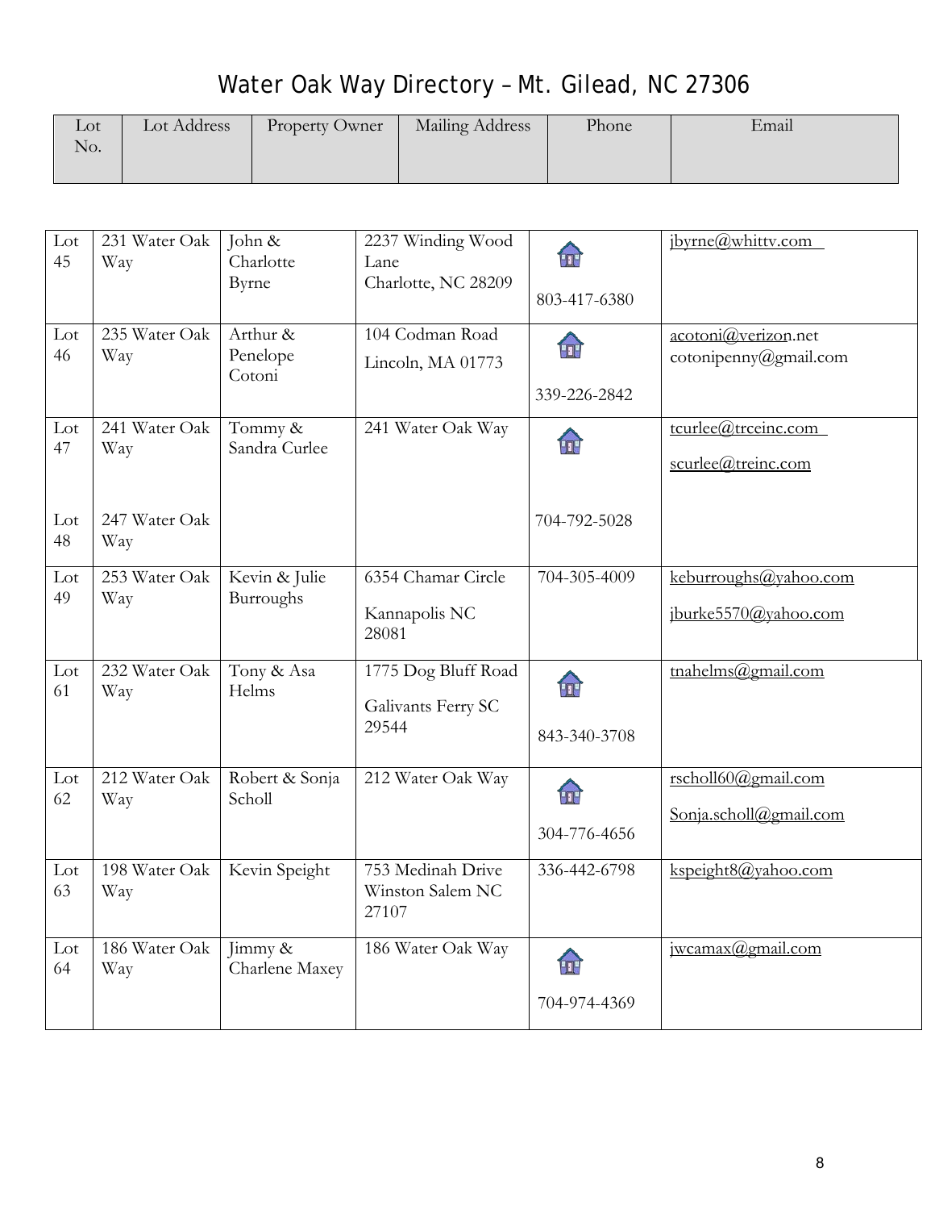# Water Oak Way Directory – Mt. Gilead, NC 27306

| Lot No. | Lot Address | Property Owner | Mailing Address | Phone | Email |
|---|---|---|---|---|---|
| Lot 45 | 231 Water Oak Way | John & Charlotte Byrne | 2237 Winding Wood Lane Charlotte, NC 28209 | 803-417-6380 | jbyrne@whittv.com |
| Lot 46 | 235 Water Oak Way | Arthur & Penelope Cotoni | 104 Codman Road Lincoln, MA 01773 | 339-226-2842 | acotoni@verizon.net cotonipenny@gmail.com |
| Lot 47<br>Lot 48 | 241 Water Oak Way<br>247 Water Oak Way | Tommy & Sandra Curlee | 241 Water Oak Way | 704-792-5028 | tcurlee@trceinc.com scurlee@treinc.com |
| Lot 49 | 253 Water Oak Way | Kevin & Julie Burroughs | 6354 Chamar Circle Kannapolis NC 28081 | 704-305-4009 | keburroughs@yahoo.com jburke5570@yahoo.com |
| Lot 61 | 232 Water Oak Way | Tony & Asa Helms | 1775 Dog Bluff Road Galivants Ferry SC 29544 | 843-340-3708 | tnahelms@gmail.com |
| Lot 62 | 212 Water Oak Way | Robert & Sonja Scholl | 212 Water Oak Way | 304-776-4656 | rscholl60@gmail.com Sonja.scholl@gmail.com |
| Lot 63 | 198 Water Oak Way | Kevin Speight | 753 Medinah Drive Winston Salem NC 27107 | 336-442-6798 | kspeight8@yahoo.com |
| Lot 64 | 186 Water Oak Way | Jimmy & Charlene Maxey | 186 Water Oak Way | 704-974-4369 | jwcamax@gmail.com |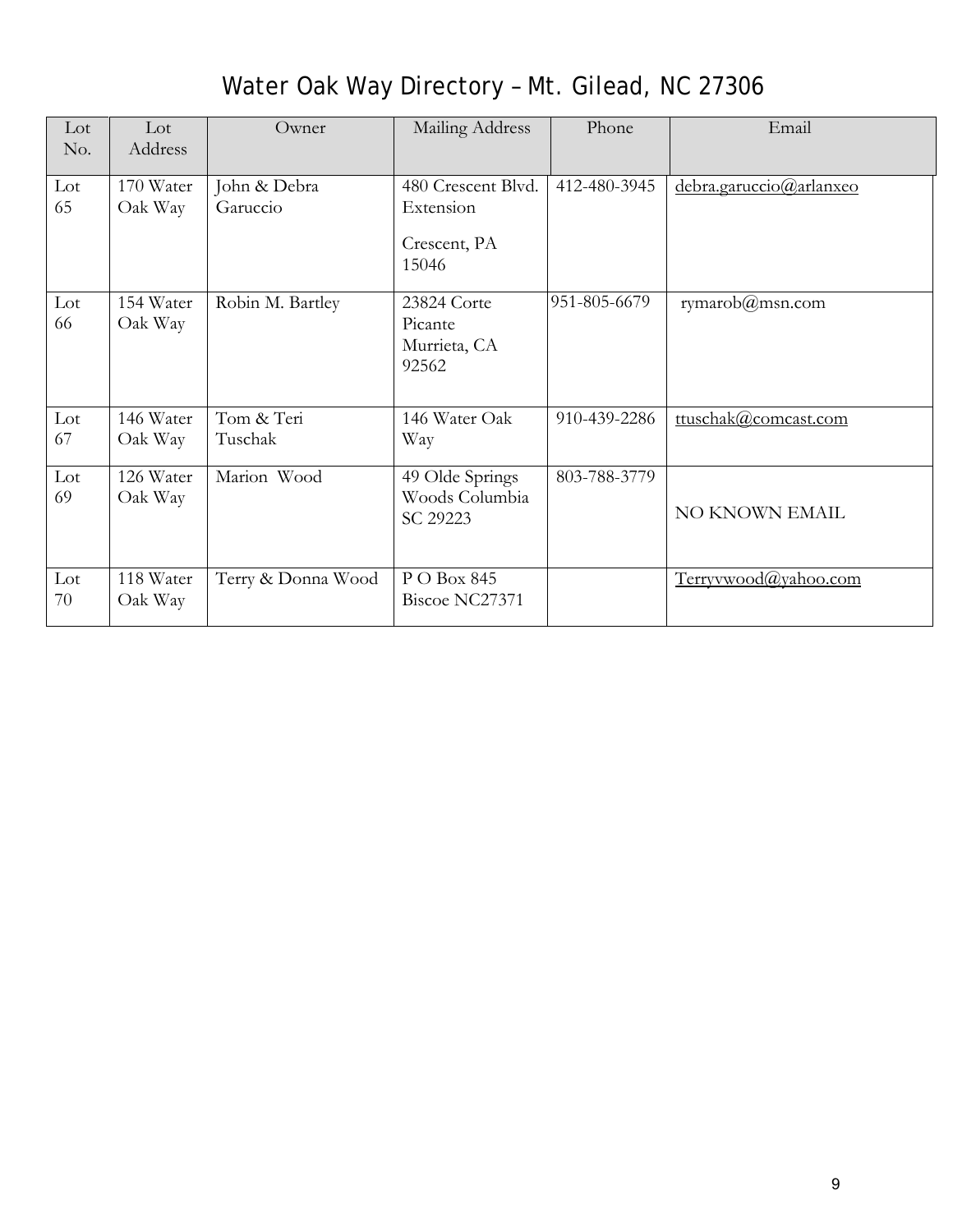# Water Oak Way Directory – Mt. Gilead, NC 27306

| Lot No. | Lot Address | Owner | Mailing Address | Phone | Email |
|---|---|---|---|---|---|
| Lot 65 | 170 Water Oak Way | John & Debra Garuccio | 480 Crescent Blvd. Extension<br><br>Crescent, PA 15046 | 412-480-3945 | debra.garuccio@arlanxeo |
| Lot 66 | 154 Water Oak Way | Robin M. Bartley | 23824 Corte Picante Murrieta, CA 92562 | 951-805-6679 | rymarob@msn.com |
| Lot 67 | 146 Water Oak Way | Tom & Teri Tuschak | 146 Water Oak Way | 910-439-2286 | ttuschak@comcast.com |
| Lot 69 | 126 Water Oak Way | Marion Wood | 49 Olde Springs Woods Columbia SC 29223 | 803-788-3779 | NO KNOWN EMAIL |
| Lot 70 | 118 Water Oak Way | Terry & Donna Wood | P O Box 845 Biscoe NC27371 | | Terryvwood@yahoo.com |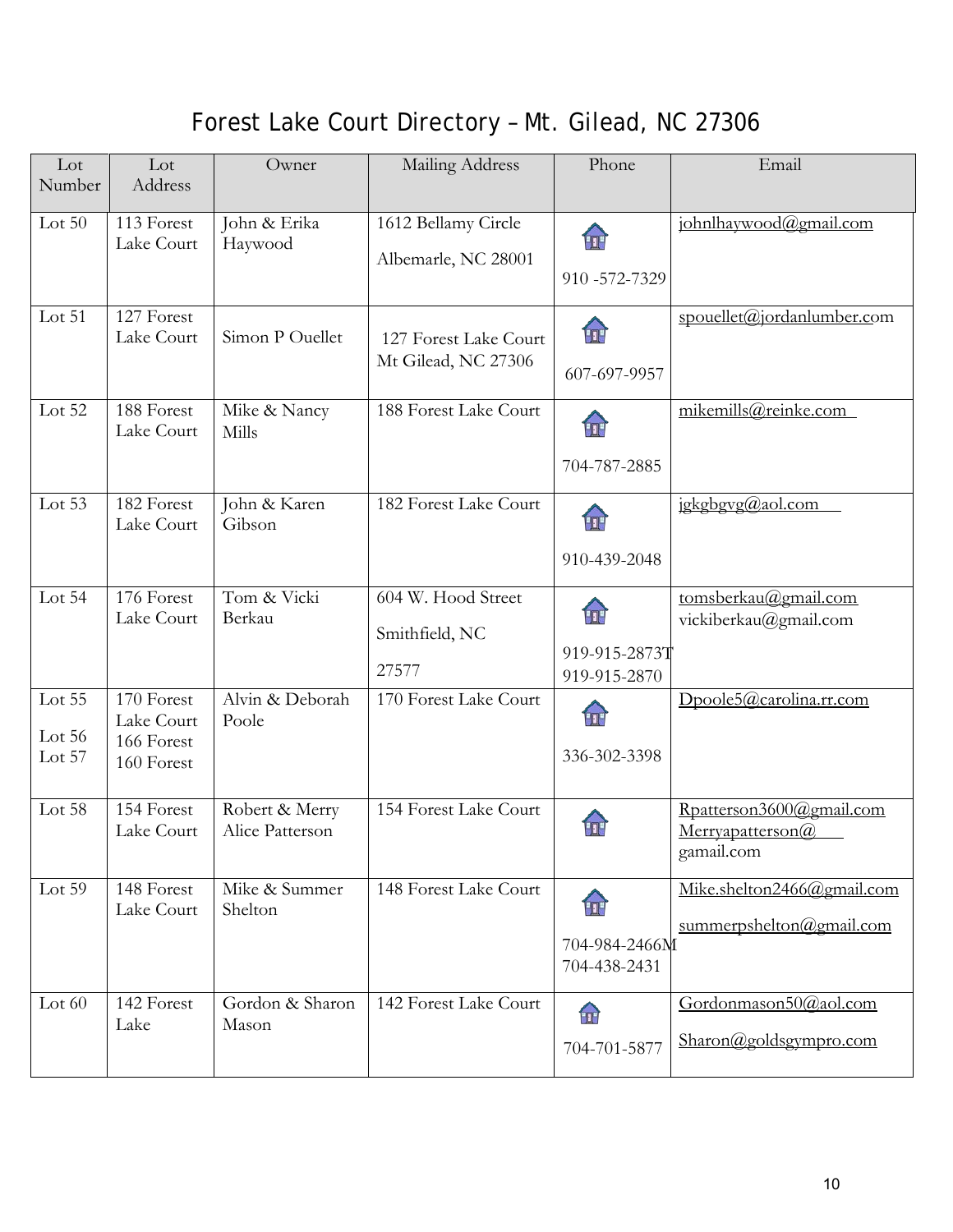# Forest Lake Court Directory – Mt. Gilead, NC 27306

| Lot Number | Lot Address | Owner | Mailing Address | Phone | Email |
|---|---|---|---|---|---|
| Lot 50 | 113 Forest Lake Court | John & Erika Haywood | 1612 Bellamy Circle Albemarle, NC 28001 | 910 -572-7329 | johnlhaywood@gmail.com |
| Lot 51 | 127 Forest Lake Court | Simon P Ouellet | 127 Forest Lake Court Mt Gilead, NC 27306 | 607-697-9957 | spouellet@jordanlumber.com |
| Lot 52 | 188 Forest Lake Court | Mike & Nancy Mills | 188 Forest Lake Court | 704-787-2885 | mikemills@reinke.com |
| Lot 53 | 182 Forest Lake Court | John & Karen Gibson | 182 Forest Lake Court | 910-439-2048 | jgkgbgvg@aol.com |
| Lot 54 | 176 Forest Lake Court | Tom & Vicki Berkau | 604 W. Hood Street Smithfield, NC 27577 | 919-915-2873T 919-915-2870 | tomsberkau@gmail.com vickiberkau@gmail.com |
| Lot 55 Lot 56 Lot 57 | 170 Forest Lake Court 166 Forest 160 Forest | Alvin & Deborah Poole | 170 Forest Lake Court | 336-302-3398 | Dpoole5@carolina.rr.com |
| Lot 58 | 154 Forest Lake Court | Robert & Merry Alice Patterson | 154 Forest Lake Court | | Rpatterson3600@gmail.com Merryapatterson@ gamail.com |
| Lot 59 | 148 Forest Lake Court | Mike & Summer Shelton | 148 Forest Lake Court | 704-984-2466M 704-438-2431 | Mike.shelton2466@gmail.com summerpshelton@gmail.com |
| Lot 60 | 142 Forest Lake | Gordon & Sharon Mason | 142 Forest Lake Court | 704-701-5877 | Gordonmason50@aol.com Sharon@goldsgympro.com |